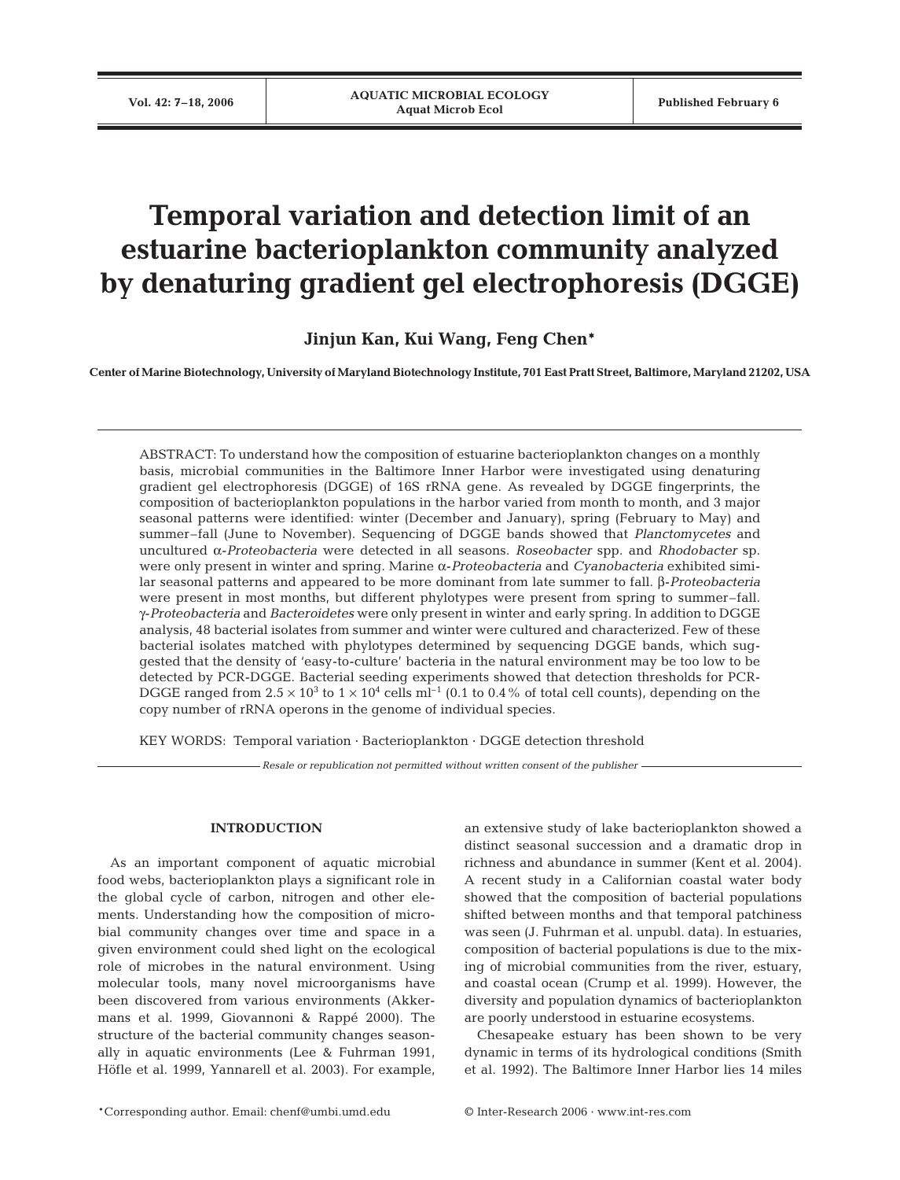# Temporal variation and detection limit of an estuarine bacterioplankton community analyzed by denaturing gradient gel electrophoresis (DGGE)

**Jinjun Kan, Kui Wang, Feng Chen***

**Center of Marine Biotechnology, University of Maryland Biotechnology Institute, 701 East Pratt Street, Baltimore, Maryland 21202, USA**

ABSTRACT: To understand how the composition of estuarine bacterioplankton changes on a monthly basis, microbial communities in the Baltimore Inner Harbor were investigated using denaturing gradient gel electrophoresis (DGGE) of 16S rRNA gene. As revealed by DGGE fingerprints, the composition of bacterioplankton populations in the harbor varied from month to month, and 3 major seasonal patterns were identified: winter (December and January), spring (February to May) and summer–fall (June to November). Sequencing of DGGE bands showed that *Planctomycetes* and uncultured α-*Proteobacteria* were detected in all seasons. *Roseobacter* spp. and *Rhodobacter* sp. were only present in winter and spring. Marine α-*Proteobacteria* and *Cyanobacteria* exhibited similar seasonal patterns and appeared to be more dominant from late summer to fall. β-*Proteobacteria* were present in most months, but different phylotypes were present from spring to summer–fall. γ-*Proteobacteria* and *Bacteroidetes* were only present in winter and early spring. In addition to DGGE analysis, 48 bacterial isolates from summer and winter were cultured and characterized. Few of these bacterial isolates matched with phylotypes determined by sequencing DGGE bands, which suggested that the density of 'easy-to-culture' bacteria in the natural environment may be too low to be detected by PCR-DGGE. Bacterial seeding experiments showed that detection thresholds for PCR-DGGE ranged from $2.5 \times 10^3$ to $1 \times 10^4$ cells ml$^{-1}$ (0.1 to 0.4% of total cell counts), depending on the copy number of rRNA operons in the genome of individual species.

KEY WORDS: Temporal variation · Bacterioplankton · DGGE detection threshold

*Resale or republication not permitted without written consent of the publisher*

## INTRODUCTION

As an important component of aquatic microbial food webs, bacterioplankton plays a significant role in the global cycle of carbon, nitrogen and other elements. Understanding how the composition of microbial community changes over time and space in a given environment could shed light on the ecological role of microbes in the natural environment. Using molecular tools, many novel microorganisms have been discovered from various environments (Akkermans et al. 1999, Giovannoni & Rappé 2000). The structure of the bacterial community changes seasonally in aquatic environments (Lee & Fuhrman 1991, Höfle et al. 1999, Yannarell et al. 2003). For example, an extensive study of lake bacterioplankton showed a distinct seasonal succession and a dramatic drop in richness and abundance in summer (Kent et al. 2004). A recent study in a Californian coastal water body showed that the composition of bacterial populations shifted between months and that temporal patchiness was seen (J. Fuhrman et al. unpubl. data). In estuaries, composition of bacterial populations is due to the mixing of microbial communities from the river, estuary, and coastal ocean (Crump et al. 1999). However, the diversity and population dynamics of bacterioplankton are poorly understood in estuarine ecosystems.

Chesapeake estuary has been shown to be very dynamic in terms of its hydrological conditions (Smith et al. 1992). The Baltimore Inner Harbor lies 14 miles

*Corresponding author. Email: chenf@umbi.umd.edu

© Inter-Research 2006 · www.int-res.com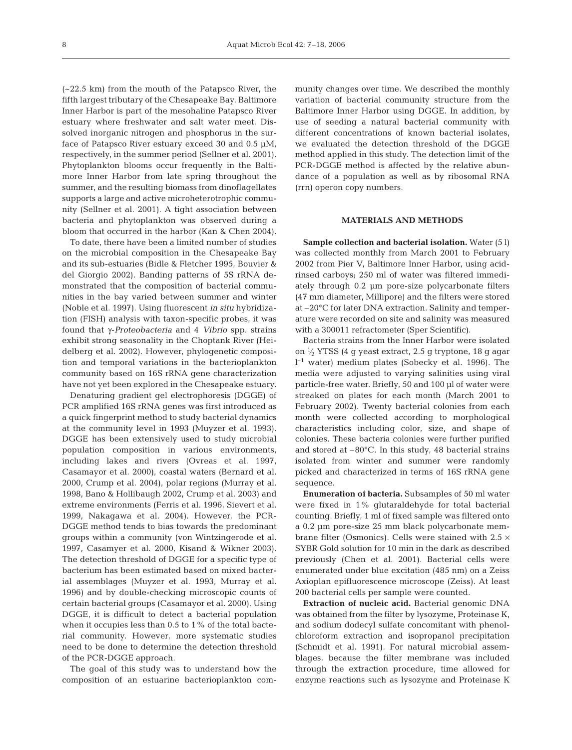(~22.5 km) from the mouth of the Patapsco River, the fifth largest tributary of the Chesapeake Bay. Baltimore Inner Harbor is part of the mesohaline Patapsco River estuary where freshwater and salt water meet. Dissolved inorganic nitrogen and phosphorus in the surface of Patapsco River estuary exceed 30 and 0.5 µM, respectively, in the summer period (Sellner et al. 2001). Phytoplankton blooms occur frequently in the Baltimore Inner Harbor from late spring throughout the summer, and the resulting biomass from dinoflagellates supports a large and active microheterotrophic community (Sellner et al. 2001). A tight association between bacteria and phytoplankton was observed during a bloom that occurred in the harbor (Kan & Chen 2004).

To date, there have been a limited number of studies on the microbial composition in the Chesapeake Bay and its sub-estuaries (Bidle & Fletcher 1995, Bouvier & del Giorgio 2002). Banding patterns of 5S rRNA demonstrated that the composition of bacterial communities in the bay varied between summer and winter (Noble et al. 1997). Using fluorescent *in situ* hybridization (FISH) analysis with taxon-specific probes, it was found that γ-*Proteobacteria* and 4 *Vibrio* spp. strains exhibit strong seasonality in the Choptank River (Heidelberg et al. 2002). However, phylogenetic composition and temporal variations in the bacterioplankton community based on 16S rRNA gene characterization have not yet been explored in the Chesapeake estuary.

Denaturing gradient gel electrophoresis (DGGE) of PCR amplified 16S rRNA genes was first introduced as a quick fingerprint method to study bacterial dynamics at the community level in 1993 (Muyzer et al. 1993). DGGE has been extensively used to study microbial population composition in various environments, including lakes and rivers (Ovreas et al. 1997, Casamayor et al. 2000), coastal waters (Bernard et al. 2000, Crump et al. 2004), polar regions (Murray et al. 1998, Bano & Hollibaugh 2002, Crump et al. 2003) and extreme environments (Ferris et al. 1996, Sievert et al. 1999, Nakagawa et al. 2004). However, the PCR-DGGE method tends to bias towards the predominant groups within a community (von Wintzingerode et al. 1997, Casamyer et al. 2000, Kisand & Wikner 2003). The detection threshold of DGGE for a specific type of bacterium has been estimated based on mixed bacterial assemblages (Muyzer et al. 1993, Murray et al. 1996) and by double-checking microscopic counts of certain bacterial groups (Casamayor et al. 2000). Using DGGE, it is difficult to detect a bacterial population when it occupies less than 0.5 to 1% of the total bacterial community. However, more systematic studies need to be done to determine the detection threshold of the PCR-DGGE approach.

The goal of this study was to understand how the composition of an estuarine bacterioplankton community changes over time. We described the monthly variation of bacterial community structure from the Baltimore Inner Harbor using DGGE. In addition, by use of seeding a natural bacterial community with different concentrations of known bacterial isolates, we evaluated the detection threshold of the DGGE method applied in this study. The detection limit of the PCR-DGGE method is affected by the relative abundance of a population as well as by ribosomal RNA (rrn) operon copy numbers.

## MATERIALS AND METHODS

**Sample collection and bacterial isolation.** Water (5 l) was collected monthly from March 2001 to February 2002 from Pier V, Baltimore Inner Harbor, using acid-rinsed carboys; 250 ml of water was filtered immediately through 0.2 µm pore-size polycarbonate filters (47 mm diameter, Millipore) and the filters were stored at –20°C for later DNA extraction. Salinity and temperature were recorded on site and salinity was measured with a 300011 refractometer (Sper Scientific).

Bacteria strains from the Inner Harbor were isolated on ½ YTSS (4 g yeast extract, 2.5 g tryptone, 18 g agar $l^{-1}$ water) medium plates (Sobecky et al. 1996). The media were adjusted to varying salinities using viral particle-free water. Briefly, 50 and 100 µl of water were streaked on plates for each month (March 2001 to February 2002). Twenty bacterial colonies from each month were collected according to morphological characteristics including color, size, and shape of colonies. These bacteria colonies were further purified and stored at –80°C. In this study, 48 bacterial strains isolated from winter and summer were randomly picked and characterized in terms of 16S rRNA gene sequence.

**Enumeration of bacteria.** Subsamples of 50 ml water were fixed in 1% glutaraldehyde for total bacterial counting. Briefly, 1 ml of fixed sample was filtered onto a 0.2 µm pore-size 25 mm black polycarbonate membrane filter (Osmonics). Cells were stained with 2.5 × SYBR Gold solution for 10 min in the dark as described previously (Chen et al. 2001). Bacterial cells were enumerated under blue excitation (485 nm) on a Zeiss Axioplan epifluorescence microscope (Zeiss). At least 200 bacterial cells per sample were counted.

**Extraction of nucleic acid.** Bacterial genomic DNA was obtained from the filter by lysozyme, Proteinase K, and sodium dodecyl sulfate concomitant with phenol-chloroform extraction and isopropanol precipitation (Schmidt et al. 1991). For natural microbial assemblages, because the filter membrane was included through the extraction procedure, time allowed for enzyme reactions such as lysozyme and Proteinase K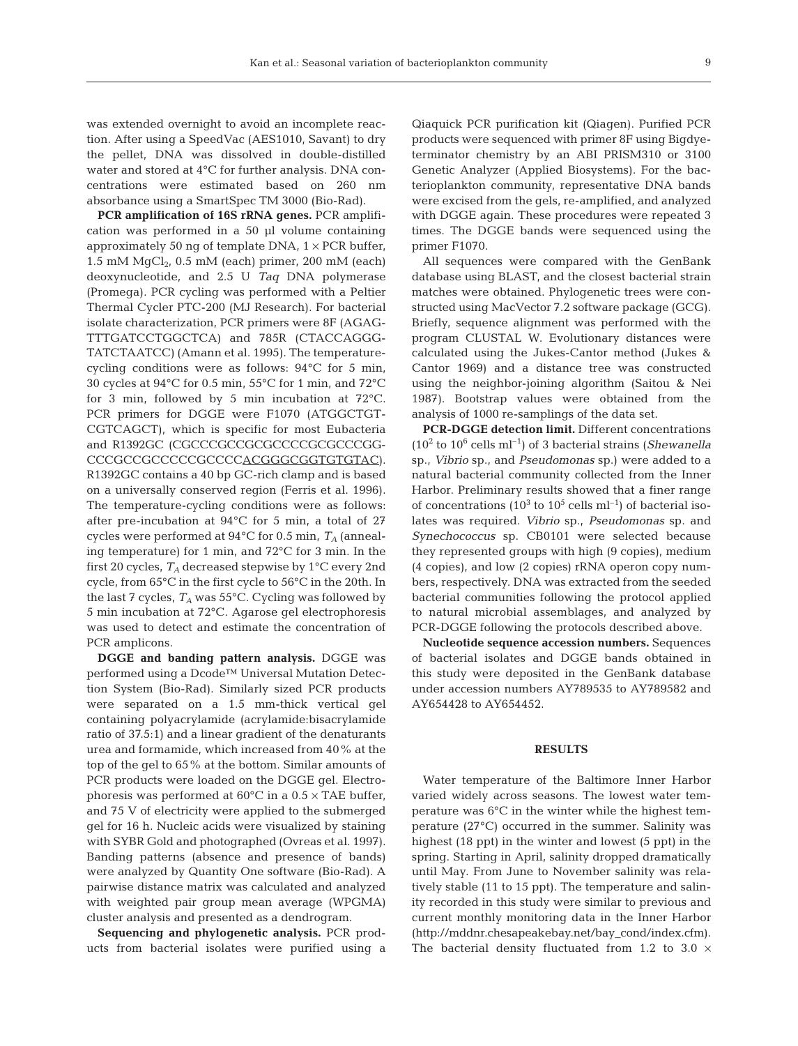was extended overnight to avoid an incomplete reaction. After using a SpeedVac (AES1010, Savant) to dry the pellet, DNA was dissolved in double-distilled water and stored at 4°C for further analysis. DNA concentrations were estimated based on 260 nm absorbance using a SmartSpec TM 3000 (Bio-Rad).

**PCR amplification of 16S rRNA genes.** PCR amplification was performed in a 50 µl volume containing approximately 50 ng of template DNA, 1 × PCR buffer, 1.5 mM $MgCl_2$, 0.5 mM (each) primer, 200 mM (each) deoxynucleotide, and 2.5 U *Taq* DNA polymerase (Promega). PCR cycling was performed with a Peltier Thermal Cycler PTC-200 (MJ Research). For bacterial isolate characterization, PCR primers were 8F (AGAGTTTGATCCTGGCTCA) and 785R (CTACCAGGGTATCTAATCC) (Amann et al. 1995). The temperature-cycling conditions were as follows: 94°C for 5 min, 30 cycles at 94°C for 0.5 min, 55°C for 1 min, and 72°C for 3 min, followed by 5 min incubation at 72°C. PCR primers for DGGE were F1070 (ATGGCTGTCGTCAGCT), which is specific for most Eubacteria and R1392GC (CGCCCGCCGCGCCCCGCGCCCGGCCCGCCGCCCCCGCCCCACGGGCGGTGTGTAC). R1392GC contains a 40 bp GC-rich clamp and is based on a universally conserved region (Ferris et al. 1996). The temperature-cycling conditions were as follows: after pre-incubation at 94°C for 5 min, a total of 27 cycles were performed at 94°C for 0.5 min, $T_A$ (annealing temperature) for 1 min, and 72°C for 3 min. In the first 20 cycles, $T_A$ decreased stepwise by 1°C every 2nd cycle, from 65°C in the first cycle to 56°C in the 20th. In the last 7 cycles, $T_A$ was 55°C. Cycling was followed by 5 min incubation at 72°C. Agarose gel electrophoresis was used to detect and estimate the concentration of PCR amplicons.

**DGGE and banding pattern analysis.** DGGE was performed using a Dcode™ Universal Mutation Detection System (Bio-Rad). Similarly sized PCR products were separated on a 1.5 mm-thick vertical gel containing polyacrylamide (acrylamide:bisacrylamide ratio of 37.5:1) and a linear gradient of the denaturants urea and formamide, which increased from 40% at the top of the gel to 65% at the bottom. Similar amounts of PCR products were loaded on the DGGE gel. Electrophoresis was performed at 60°C in a 0.5 × TAE buffer, and 75 V of electricity were applied to the submerged gel for 16 h. Nucleic acids were visualized by staining with SYBR Gold and photographed (Ovreas et al. 1997). Banding patterns (absence and presence of bands) were analyzed by Quantity One software (Bio-Rad). A pairwise distance matrix was calculated and analyzed with weighted pair group mean average (WPGMA) cluster analysis and presented as a dendrogram.

**Sequencing and phylogenetic analysis.** PCR products from bacterial isolates were purified using a Qiaquick PCR purification kit (Qiagen). Purified PCR products were sequenced with primer 8F using Bigdye-terminator chemistry by an ABI PRISM310 or 3100 Genetic Analyzer (Applied Biosystems). For the bacterioplankton community, representative DNA bands were excised from the gels, re-amplified, and analyzed with DGGE again. These procedures were repeated 3 times. The DGGE bands were sequenced using the primer F1070.

All sequences were compared with the GenBank database using BLAST, and the closest bacterial strain matches were obtained. Phylogenetic trees were constructed using MacVector 7.2 software package (GCG). Briefly, sequence alignment was performed with the program CLUSTAL W. Evolutionary distances were calculated using the Jukes-Cantor method (Jukes & Cantor 1969) and a distance tree was constructed using the neighbor-joining algorithm (Saitou & Nei 1987). Bootstrap values were obtained from the analysis of 1000 re-samplings of the data set.

**PCR-DGGE detection limit.** Different concentrations ($10^2$ to $10^6$ cells $ml^{-1}$) of 3 bacterial strains (*Shewanella* sp., *Vibrio* sp., and *Pseudomonas* sp.) were added to a natural bacterial community collected from the Inner Harbor. Preliminary results showed that a finer range of concentrations ($10^3$ to $10^5$ cells $ml^{-1}$) of bacterial isolates was required. *Vibrio* sp., *Pseudomonas* sp. and *Synechococcus* sp. CB0101 were selected because they represented groups with high (9 copies), medium (4 copies), and low (2 copies) rRNA operon copy numbers, respectively. DNA was extracted from the seeded bacterial communities following the protocol applied to natural microbial assemblages, and analyzed by PCR-DGGE following the protocols described above.

**Nucleotide sequence accession numbers.** Sequences of bacterial isolates and DGGE bands obtained in this study were deposited in the GenBank database under accession numbers AY789535 to AY789582 and AY654428 to AY654452.

## RESULTS

Water temperature of the Baltimore Inner Harbor varied widely across seasons. The lowest water temperature was 6°C in the winter while the highest temperature (27°C) occurred in the summer. Salinity was highest (18 ppt) in the winter and lowest (5 ppt) in the spring. Starting in April, salinity dropped dramatically until May. From June to November salinity was relatively stable (11 to 15 ppt). The temperature and salinity recorded in this study were similar to previous and current monthly monitoring data in the Inner Harbor (http://mddnr.chesapeakebay.net/bay_cond/index.cfm). The bacterial density fluctuated from 1.2 to 3.0 ×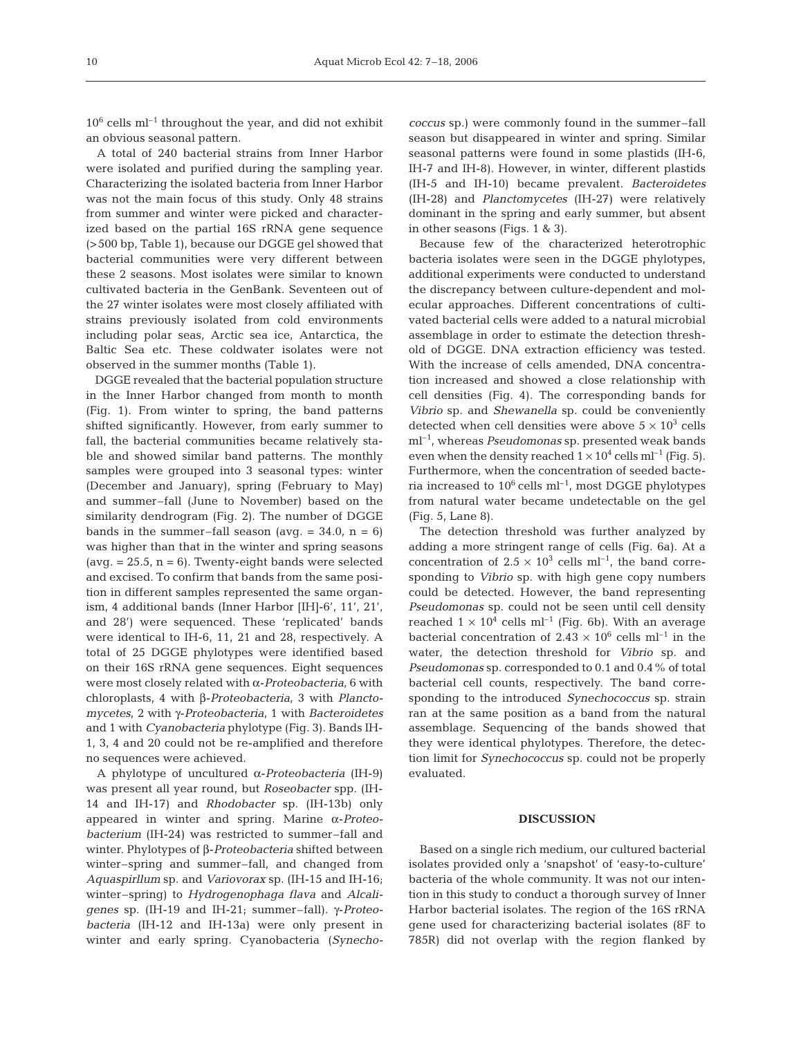$10^6$ cells ml$^{-1}$ throughout the year, and did not exhibit an obvious seasonal pattern.

A total of 240 bacterial strains from Inner Harbor were isolated and purified during the sampling year. Characterizing the isolated bacteria from Inner Harbor was not the main focus of this study. Only 48 strains from summer and winter were picked and characterized based on the partial 16S rRNA gene sequence (>500 bp, Table 1), because our DGGE gel showed that bacterial communities were very different between these 2 seasons. Most isolates were similar to known cultivated bacteria in the GenBank. Seventeen out of the 27 winter isolates were most closely affiliated with strains previously isolated from cold environments including polar seas, Arctic sea ice, Antarctica, the Baltic Sea etc. These coldwater isolates were not observed in the summer months (Table 1).

DGGE revealed that the bacterial population structure in the Inner Harbor changed from month to month (Fig. 1). From winter to spring, the band patterns shifted significantly. However, from early summer to fall, the bacterial communities became relatively stable and showed similar band patterns. The monthly samples were grouped into 3 seasonal types: winter (December and January), spring (February to May) and summer–fall (June to November) based on the similarity dendrogram (Fig. 2). The number of DGGE bands in the summer–fall season (avg. = 34.0, n = 6) was higher than that in the winter and spring seasons (avg. = 25.5, n = 6). Twenty-eight bands were selected and excised. To confirm that bands from the same position in different samples represented the same organism, 4 additional bands (Inner Harbor [IH]-6′, 11′, 21′, and 28′) were sequenced. These 'replicated' bands were identical to IH-6, 11, 21 and 28, respectively. A total of 25 DGGE phylotypes were identified based on their 16S rRNA gene sequences. Eight sequences were most closely related with α-*Proteobacteria*, 6 with chloroplasts, 4 with β-*Proteobacteria*, 3 with *Planctomycetes*, 2 with γ-*Proteobacteria*, 1 with *Bacteroidetes* and 1 with *Cyanobacteria* phylotype (Fig. 3). Bands IH-1, 3, 4 and 20 could not be re-amplified and therefore no sequences were achieved.

A phylotype of uncultured α-*Proteobacteria* (IH-9) was present all year round, but *Roseobacter* spp. (IH-14 and IH-17) and *Rhodobacter* sp. (IH-13b) only appeared in winter and spring. Marine α-*Proteobacterium* (IH-24) was restricted to summer–fall and winter. Phylotypes of β-*Proteobacteria* shifted between winter–spring and summer–fall, and changed from *Aquaspirllum* sp. and *Variovorax* sp. (IH-15 and IH-16; winter–spring) to *Hydrogenophaga flava* and *Alcaligenes* sp. (IH-19 and IH-21; summer–fall). γ-*Proteobacteria* (IH-12 and IH-13a) were only present in winter and early spring. Cyanobacteria (*Synechococcus* sp.) were commonly found in the summer–fall season but disappeared in winter and spring. Similar seasonal patterns were found in some plastids (IH-6, IH-7 and IH-8). However, in winter, different plastids (IH-5 and IH-10) became prevalent. *Bacteroidetes* (IH-28) and *Planctomycetes* (IH-27) were relatively dominant in the spring and early summer, but absent in other seasons (Figs. 1 & 3).

Because few of the characterized heterotrophic bacteria isolates were seen in the DGGE phylotypes, additional experiments were conducted to understand the discrepancy between culture-dependent and molecular approaches. Different concentrations of cultivated bacterial cells were added to a natural microbial assemblage in order to estimate the detection threshold of DGGE. DNA extraction efficiency was tested. With the increase of cells amended, DNA concentration increased and showed a close relationship with cell densities (Fig. 4). The corresponding bands for *Vibrio* sp. and *Shewanella* sp. could be conveniently detected when cell densities were above $5 \times 10^3$ cells ml$^{-1}$, whereas *Pseudomonas* sp. presented weak bands even when the density reached $1 \times 10^4$ cells ml$^{-1}$ (Fig. 5). Furthermore, when the concentration of seeded bacteria increased to $10^6$ cells ml$^{-1}$, most DGGE phylotypes from natural water became undetectable on the gel (Fig. 5, Lane 8).

The detection threshold was further analyzed by adding a more stringent range of cells (Fig. 6a). At a concentration of $2.5 \times 10^3$ cells ml$^{-1}$, the band corresponding to *Vibrio* sp. with high gene copy numbers could be detected. However, the band representing *Pseudomonas* sp. could not be seen until cell density reached $1 \times 10^4$ cells ml$^{-1}$ (Fig. 6b). With an average bacterial concentration of $2.43 \times 10^6$ cells ml$^{-1}$ in the water, the detection threshold for *Vibrio* sp. and *Pseudomonas* sp. corresponded to 0.1 and 0.4% of total bacterial cell counts, respectively. The band corresponding to the introduced *Synechococcus* sp. strain ran at the same position as a band from the natural assemblage. Sequencing of the bands showed that they were identical phylotypes. Therefore, the detection limit for *Synechococcus* sp. could not be properly evaluated.

## DISCUSSION

Based on a single rich medium, our cultured bacterial isolates provided only a 'snapshot' of 'easy-to-culture' bacteria of the whole community. It was not our intention in this study to conduct a thorough survey of Inner Harbor bacterial isolates. The region of the 16S rRNA gene used for characterizing bacterial isolates (8F to 785R) did not overlap with the region flanked by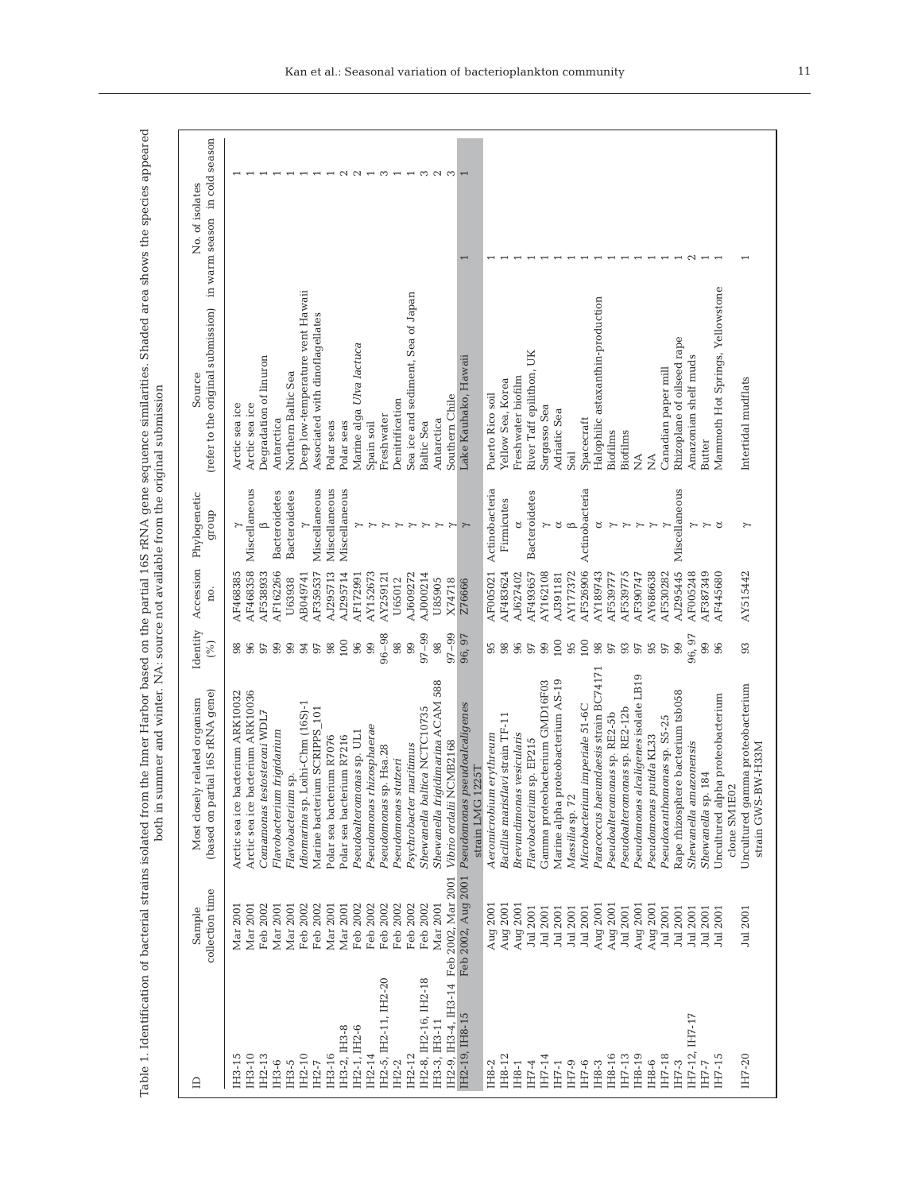Table 1. Identification of bacterial strains isolated from the Inner Harbor based on the partial 16S rRNA gene sequence similarities. Shaded area shows the species appeared both in summer and winter. NA: source not available from the original submission

| ID | Sample collection time | Most closely related organism (based on partial 16S rRNA gene) | Identity (%) | Accession no. | Phylogenetic group | Source (refer to the original submission) | No. of isolates in warm season | No. of isolates in cold season |
|---|---|---|---|---|---|---|---|---|
| IH3-15 | Mar 2001 | Arctic sea ice bacterium ARK10032 | 98 | AF468385 | γ | Arctic sea ice | | 1 |
| IH3-10 | Mar 2001 | Arctic sea ice bacterium ARK10036 | 96 | AF468358 | Miscellaneous | Arctic sea ice | | 1 |
| IH2-13 | Feb 2002 | *Comamonas testosteroni* WDL7 | 97 | AF538933 | β | Degradation of linuron | | 1 |
| IH3-6 | Mar 2001 | *Flavobacterium frigidarium* | 99 | AF162266 | Bacteroidetes | Antarctica | | 1 |
| IH3-5 | Mar 2001 | *Flavobacterium* sp. | 99 | U63938 | Bacteroidetes | Northern Baltic Sea | | 1 |
| IH2-10 | Feb 2002 | *Idiomarina* sp. Loihi-Chm (16S)-1 | 94 | AB049741 | γ | Deep low-temperature vent Hawaii | | 1 |
| IH2-7 | Feb 2002 | Marine bacterium SCRIPPS_101 | 97 | AF359537 | Miscellaneous | Associated with dinoflagellates | | 1 |
| IH3-16 | Mar 2001 | Polar sea bacterium R7076 | 98 | AJ295713 | Miscellaneous | Polar seas | | 1 |
| IH3-2, IH3-8 | Mar 2001 | Polar sea bacterium R7216 | 100 | AJ295714 | Miscellaneous | Polar seas | | 2 |
| IH2-1, IH2-6 | Feb 2002 | *Pseudoalteromonas* sp. UL1 | 96 | AF172991 | γ | Marine alga *Ulva lactuca* | | 2 |
| IH2-14 | Feb 2002 | *Pseudomonas rhizosphaerae* | 99 | AY152673 | γ | Spain soil | | 1 |
| IH2-5, IH2-11, IH2-20 | Feb 2002 | *Pseudomonas* sp. Hsa.28 | 96–98 | AY259121 | γ | Freshwater | | 3 |
| IH2-2 | Feb 2002 | *Pseudomonas stutzeri* | 98 | U65012 | γ | Denitrification | | 1 |
| IH2-12 | Feb 2002 | *Psychrobacter maritimus* | 99 | AJ609272 | γ | Sea ice and sediment, Sea of Japan | | 1 |
| IH2-8, IH2-16, IH2-18 | Feb 2002 | *Shewanella baltica* NCTC10735 | 97–99 | AJ000214 | γ | Baltic Sea | | 3 |
| IH3-3, IH3-11 | Mar 2001 | *Shewanella frigidimarina* ACAM 588 | 98 | U85905 | γ | Antarctica | | 2 |
| IH2-9, IH3-4, IH3-14 | Feb 2002, Mar 2001 | *Vibrio ordalii* NCMB2168 | 97–99 | X74718 | γ | Southern Chile | | 3 |
| IH2-19, IH8-15 | Feb 2002, Aug 2001 | *Pseudomonas pseudoalcaligenes* strain LMG 1225T | 96, 97 | Z76666 | γ | Lake Kauhako, Hawaii | 1 | 1 |
| IH8-2 | Aug 2001 | *Aeromicrobium erythreum* | 95 | AF005021 | Actinobacteria | Puerto Rico soil | 1 | |
| IH8-12 | Aug 2001 | *Bacillus marisflavi* strain TF-11 | 98 | AF483624 | Firmicutes | Yellow Sea, Korea | 1 | |
| IH8-1 | Aug 2001 | *Brevundimonas vesicularis* | 96 | AJ627402 | α | Freshwater biofilm | 1 | |
| IH7-4 | Jul 2001 | *Flavobacterium* sp. EP215 | 97 | AF493657 | Bacteroidetes | River Taff epilithon, UK | 1 | |
| IH7-14 | Jul 2001 | Gamma proteobacterium GMD16F03 | 99 | AY162108 | γ | Sargasso Sea | 1 | |
| IH7-1 | Jul 2001 | Marine alpha proteobacterium AS-19 | 100 | AJ391181 | α | Adriatic Sea | 1 | |
| IH7-9 | Jul 2001 | *Massilia* sp. 72 | 95 | AY177372 | β | Soil | 1 | |
| IH7-6 | Jul 2001 | *Microbacterium imperiale* 51-6C | 100 | AF526906 | Actinobacteria | Spacecraft | 1 | |
| IH8-3 | Aug 2001 | *Paracoccus haeundaesis* strain BC74171 | 98 | AY189743 | α | Halophilic astaxanthin-production | 1 | |
| IH8-16 | Aug 2001 | *Pseudoalteromonas* sp. RE2-5b | 97 | AF539777 | γ | Biofilms | 1 | |
| IH7-13 | Jul 2001 | *Pseudoalteromonas* sp. RE2-12b | 93 | AF539775 | γ | Biofilms | 1 | |
| IH8-19 | Aug 2001 | *Pseudomonas alcaligenes* isolate LB19 | 97 | AF390747 | γ | NA | 1 | |
| IH8-6 | Aug 2001 | *Pseudomonas putida* KL33 | 95 | AY686638 | γ | NA | 1 | |
| IH7-18 | Jul 2001 | *Pseudoxanthomonas* sp. S5-25 | 97 | AF530282 | γ | Canadian paper mill | 1 | |
| IH7-3 | Jul 2001 | Rape rhizosphere bacterium tsb058 | 99 | AJ295445 | Miscellaneous | Rhizoplane of oilseed rape | 1 | |
| IH7-12, IH7-17 | Jul 2001 | *Shewanella amazonensis* | 96, 97 | AF005248 | γ | Amazonian shelf muds | 2 | |
| IH7-7 | Jul 2001 | *Shewanella* sp. 184 | 99 | AF387349 | γ | Butter | 1 | |
| IH7-15 | Jul 2001 | Uncultured alpha proteobacterium clone SM1E02 | 96 | AF445680 | α | Mammoth Hot Springs, Yellowstone | 1 | |
| IH7-20 | Jul 2001 | Uncultured gamma proteobacterium strain GWS-BW-H33M | 93 | AY515442 | γ | Intertidal mudflats | 1 | |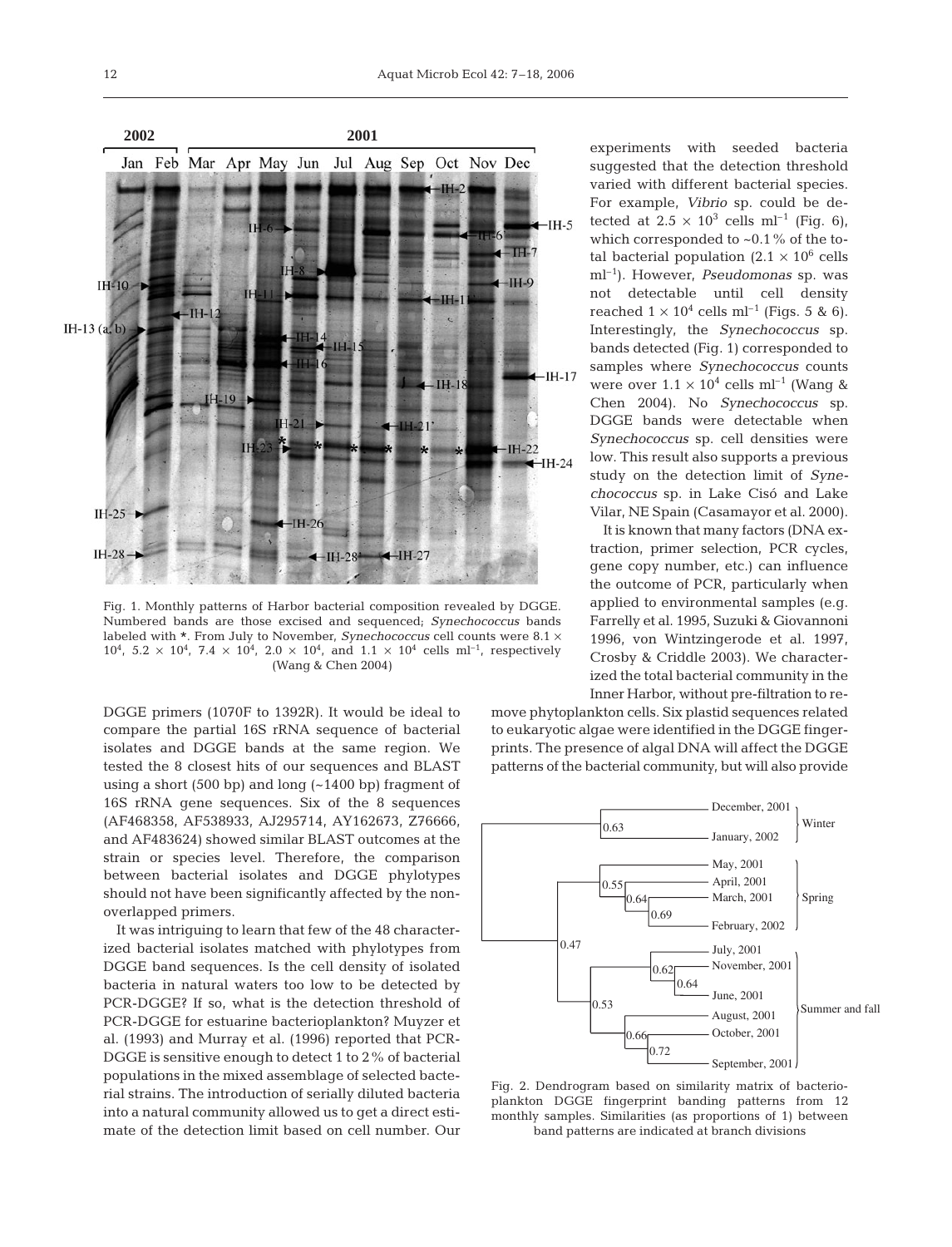Fig. 1. Monthly patterns of Harbor bacterial composition revealed by DGGE. Numbered bands are those excised and sequenced; *Synechococcus* bands labeled with *. From July to November, *Synechococcus* cell counts were $8.1 \times 10^4$, $5.2 \times 10^4$, $7.4 \times 10^4$, $2.0 \times 10^4$, and $1.1 \times 10^4$ cells ml$^{-1}$, respectively (Wang & Chen 2004)

DGGE primers (1070F to 1392R). It would be ideal to compare the partial 16S rRNA sequence of bacterial isolates and DGGE bands at the same region. We tested the 8 closest hits of our sequences and BLAST using a short (500 bp) and long (~1400 bp) fragment of 16S rRNA gene sequences. Six of the 8 sequences (AF468358, AF538933, AJ295714, AY162673, Z76666, and AF483624) showed similar BLAST outcomes at the strain or species level. Therefore, the comparison between bacterial isolates and DGGE phylotypes should not have been significantly affected by the non-overlapped primers.

It was intriguing to learn that few of the 48 characterized bacterial isolates matched with phylotypes from DGGE band sequences. Is the cell density of isolated bacteria in natural waters too low to be detected by PCR-DGGE? If so, what is the detection threshold of PCR-DGGE for estuarine bacterioplankton? Muyzer et al. (1993) and Murray et al. (1996) reported that PCR-DGGE is sensitive enough to detect 1 to 2% of bacterial populations in the mixed assemblage of selected bacterial strains. The introduction of serially diluted bacteria into a natural community allowed us to get a direct estimate of the detection limit based on cell number. Our experiments with seeded bacteria suggested that the detection threshold varied with different bacterial species. For example, *Vibrio* sp. could be detected at $2.5 \times 10^3$ cells ml$^{-1}$ (Fig. 6), which corresponded to ~0.1% of the total bacterial population ($2.1 \times 10^6$ cells ml$^{-1}$). However, *Pseudomonas* sp. was not detectable until cell density reached $1 \times 10^4$ cells ml$^{-1}$ (Figs. 5 & 6). Interestingly, the *Synechococcus* sp. bands detected (Fig. 1) corresponded to samples where *Synechococcus* counts were over $1.1 \times 10^4$ cells ml$^{-1}$ (Wang & Chen 2004). No *Synechococcus* sp. DGGE bands were detectable when *Synechococcus* sp. cell densities were low. This result also supports a previous study on the detection limit of *Synechococcus* sp. in Lake Cisó and Lake Vilar, NE Spain (Casamayor et al. 2000).

It is known that many factors (DNA extraction, primer selection, PCR cycles, gene copy number, etc.) can influence the outcome of PCR, particularly when applied to environmental samples (e.g. Farrelly et al. 1995, Suzuki & Giovannoni 1996, von Wintzingerode et al. 1997, Crosby & Criddle 2003). We characterized the total bacterial community in the Inner Harbor, without pre-filtration to remove phytoplankton cells. Six plastid sequences related to eukaryotic algae were identified in the DGGE fingerprints. The presence of algal DNA will affect the DGGE patterns of the bacterial community, but will also provide

Fig. 2. Dendrogram based on similarity matrix of bacterioplankton DGGE fingerprint banding patterns from 12 monthly samples. Similarities (as proportions of 1) between band patterns are indicated at branch divisions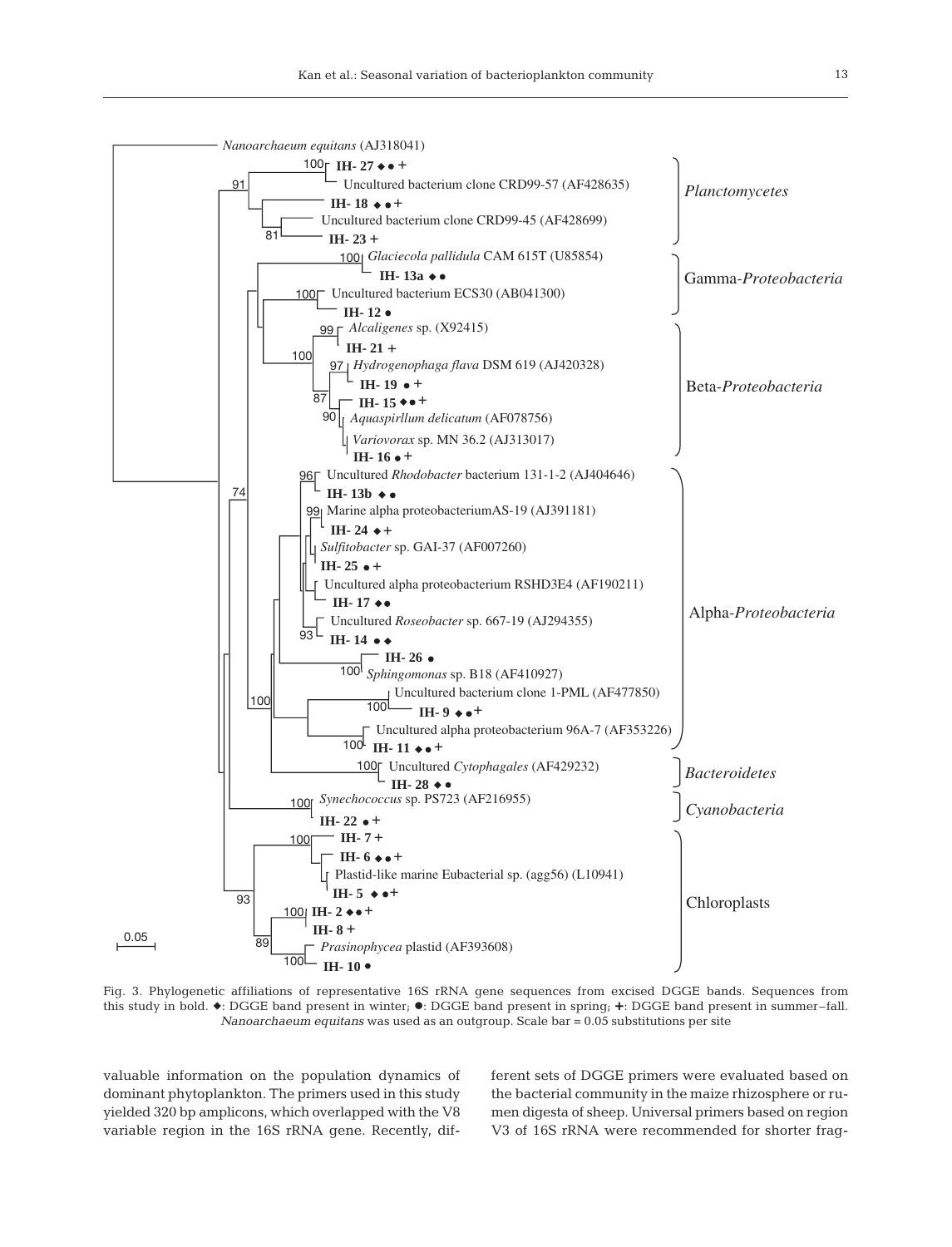Fig. 3. Phylogenetic affiliations of representative 16S rRNA gene sequences from excised DGGE bands. Sequences from this study in bold. ◆: DGGE band present in winter; ●: DGGE band present in spring; +: DGGE band present in summer–fall. *Nanoarchaeum equitans* was used as an outgroup. Scale bar = 0.05 substitutions per site

valuable information on the population dynamics of dominant phytoplankton. The primers used in this study yielded 320 bp amplicons, which overlapped with the V8 variable region in the 16S rRNA gene. Recently, different sets of DGGE primers were evaluated based on the bacterial community in the maize rhizosphere or rumen digesta of sheep. Universal primers based on region V3 of 16S rRNA were recommended for shorter frag-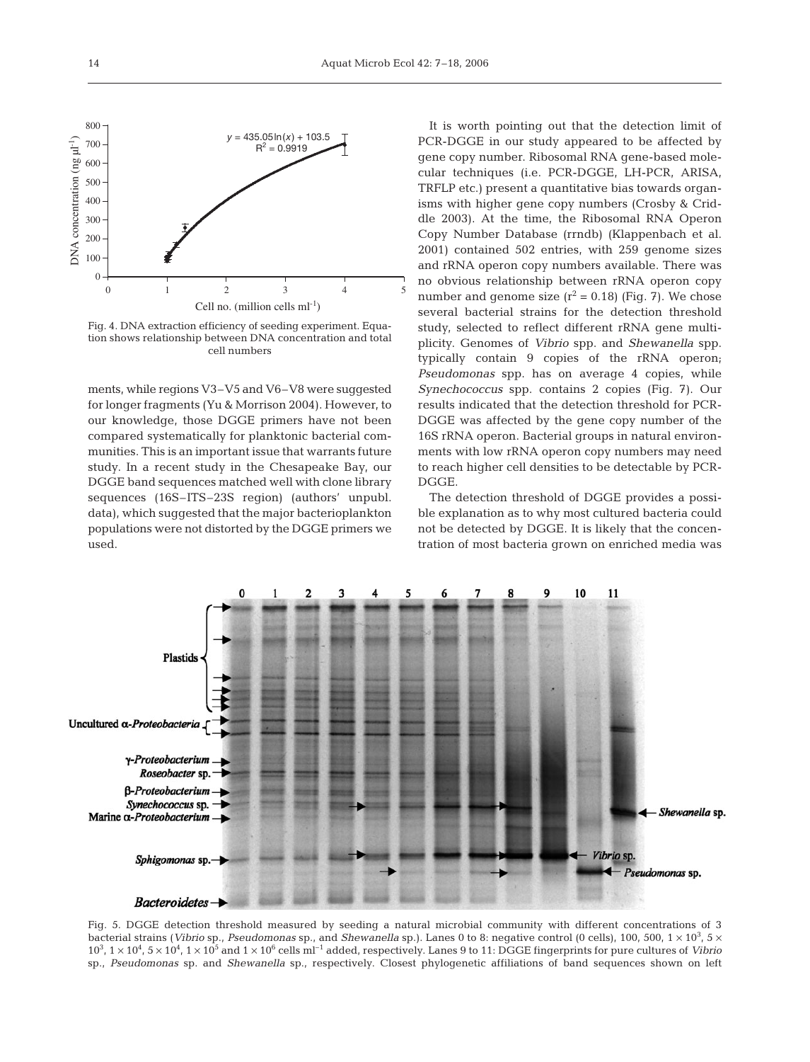Fig. 4. DNA extraction efficiency of seeding experiment. Equation shows relationship between DNA concentration and total cell numbers

ments, while regions V3–V5 and V6–V8 were suggested for longer fragments (Yu & Morrison 2004). However, to our knowledge, those DGGE primers have not been compared systematically for planktonic bacterial communities. This is an important issue that warrants future study. In a recent study in the Chesapeake Bay, our DGGE band sequences matched well with clone library sequences (16S–ITS–23S region) (authors' unpubl. data), which suggested that the major bacterioplankton populations were not distorted by the DGGE primers we used.

It is worth pointing out that the detection limit of PCR-DGGE in our study appeared to be affected by gene copy number. Ribosomal RNA gene-based molecular techniques (i.e. PCR-DGGE, LH-PCR, ARISA, TRFLP etc.) present a quantitative bias towards organisms with higher gene copy numbers (Crosby & Criddle 2003). At the time, the Ribosomal RNA Operon Copy Number Database (rrndb) (Klappenbach et al. 2001) contained 502 entries, with 259 genome sizes and rRNA operon copy numbers available. There was no obvious relationship between rRNA operon copy number and genome size ($r^2 = 0.18$) (Fig. 7). We chose several bacterial strains for the detection threshold study, selected to reflect different rRNA gene multiplicity. Genomes of *Vibrio* spp. and *Shewanella* spp. typically contain 9 copies of the rRNA operon; *Pseudomonas* spp. has on average 4 copies, while *Synechococcus* spp. contains 2 copies (Fig. 7). Our results indicated that the detection threshold for PCR-DGGE was affected by the gene copy number of the 16S rRNA operon. Bacterial groups in natural environments with low rRNA operon copy numbers may need to reach higher cell densities to be detectable by PCR-DGGE.

The detection threshold of DGGE provides a possible explanation as to why most cultured bacteria could not be detected by DGGE. It is likely that the concentration of most bacteria grown on enriched media was

Fig. 5. DGGE detection threshold measured by seeding a natural microbial community with different concentrations of 3 bacterial strains (*Vibrio* sp., *Pseudomonas* sp., and *Shewanella* sp.). Lanes 0 to 8: negative control (0 cells), 100, 500, $1 \times 10^3$, $5 \times 10^3$, $1 \times 10^4$, $5 \times 10^4$, $1 \times 10^5$ and $1 \times 10^6$ cells $ml^{-1}$ added, respectively. Lanes 9 to 11: DGGE fingerprints for pure cultures of *Vibrio* sp., *Pseudomonas* sp. and *Shewanella* sp., respectively. Closest phylogenetic affiliations of band sequences shown on left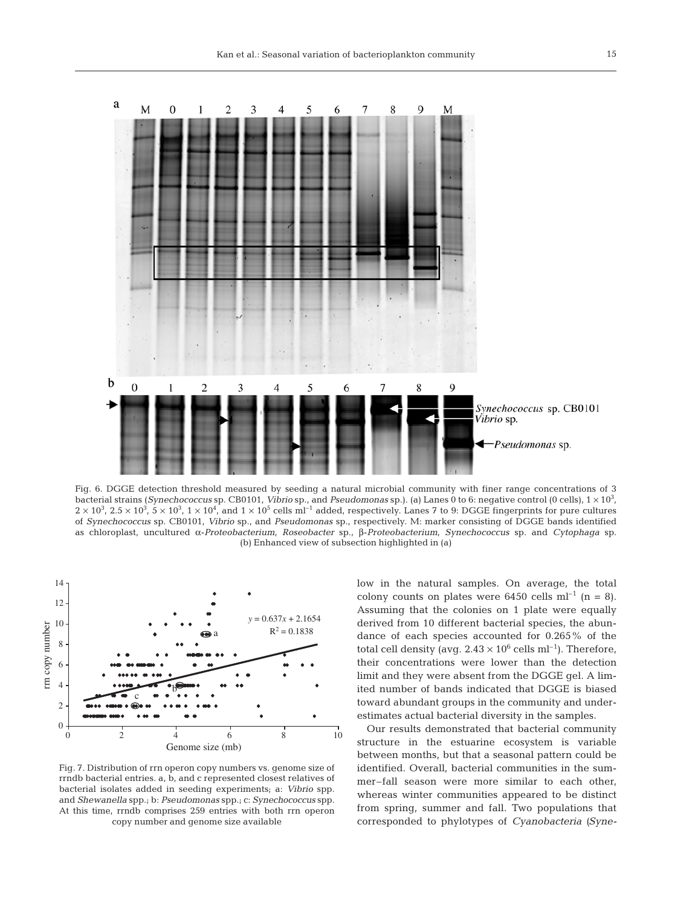Fig. 6. DGGE detection threshold measured by seeding a natural microbial community with finer range concentrations of 3 bacterial strains (*Synechococcus* sp. CB0101, *Vibrio* sp., and *Pseudomonas* sp.). (a) Lanes 0 to 6: negative control (0 cells), $1 \times 10^3$, $2 \times 10^3$, $2.5 \times 10^3$, $5 \times 10^3$, $1 \times 10^4$, and $1 \times 10^5$ cells $ml^{-1}$ added, respectively. Lanes 7 to 9: DGGE fingerprints for pure cultures of *Synechococcus* sp. CB0101, *Vibrio* sp., and *Pseudomonas* sp., respectively. M: marker consisting of DGGE bands identified as chloroplast, uncultured α-*Proteobacterium*, *Roseobacter* sp., β-*Proteobacterium*, *Synechococcus* sp. and *Cytophaga* sp. (b) Enhanced view of subsection highlighted in (a)

Fig. 7. Distribution of rrn operon copy numbers vs. genome size of rrndb bacterial entries. a, b, and c represented closest relatives of bacterial isolates added in seeding experiments; a: *Vibrio* spp. and *Shewanella* spp.; b: *Pseudomonas* spp.; c: *Synechococcus* spp. At this time, rrndb comprises 259 entries with both rrn operon copy number and genome size available

low in the natural samples. On average, the total colony counts on plates were 6450 cells $ml^{-1}$ (n = 8). Assuming that the colonies on 1 plate were equally derived from 10 different bacterial species, the abundance of each species accounted for 0.265% of the total cell density (avg. $2.43 \times 10^6$ cells $ml^{-1}$). Therefore, their concentrations were lower than the detection limit and they were absent from the DGGE gel. A limited number of bands indicated that DGGE is biased toward abundant groups in the community and underestimates actual bacterial diversity in the samples.

Our results demonstrated that bacterial community structure in the estuarine ecosystem is variable between months, but that a seasonal pattern could be identified. Overall, bacterial communities in the summer–fall season were more similar to each other, whereas winter communities appeared to be distinct from spring, summer and fall. Two populations that corresponded to phylotypes of *Cyanobacteria* (*Syne-*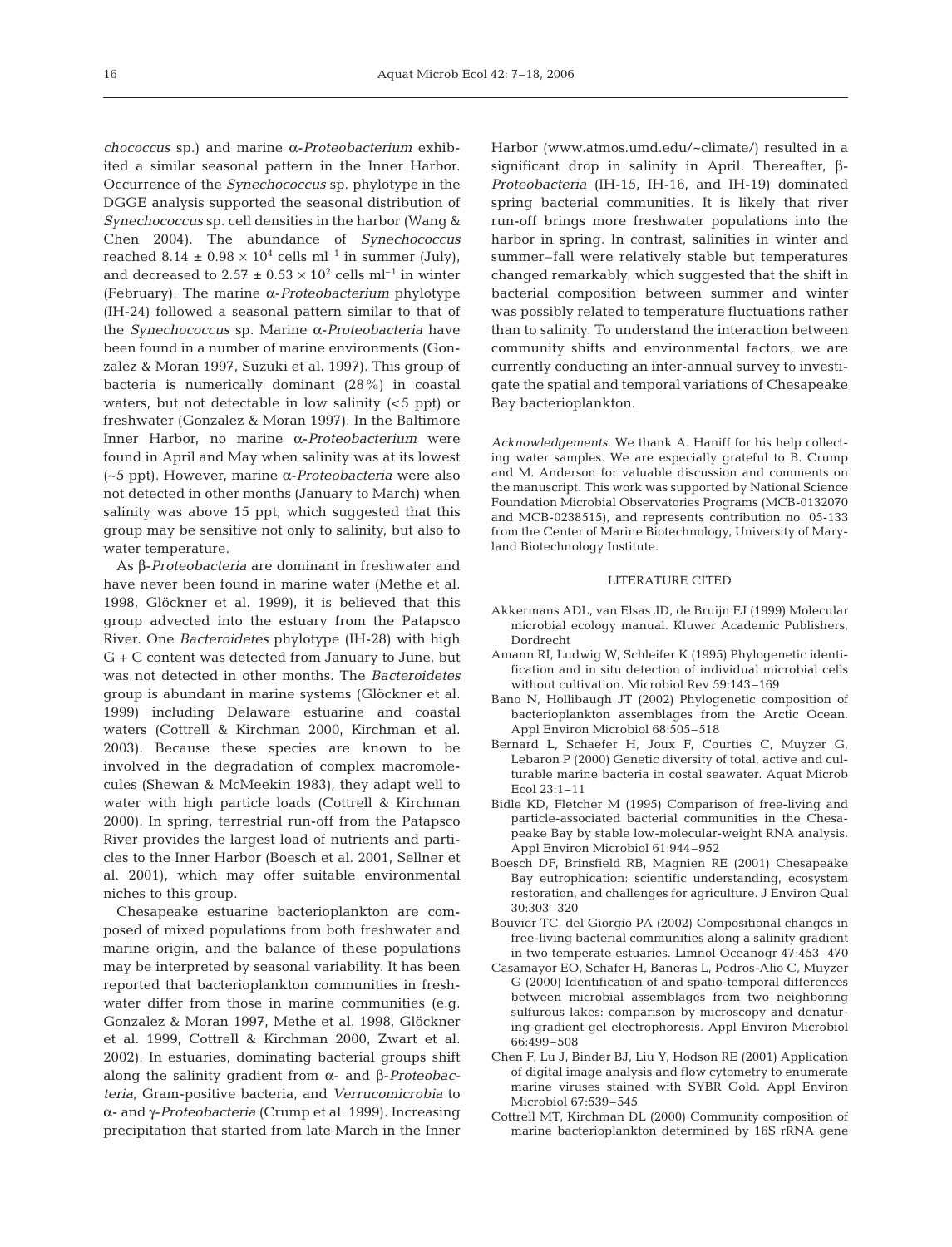*chococcus* sp.) and marine α-*Proteobacterium* exhibited a similar seasonal pattern in the Inner Harbor. Occurrence of the *Synechococcus* sp. phylotype in the DGGE analysis supported the seasonal distribution of *Synechococcus* sp. cell densities in the harbor (Wang & Chen 2004). The abundance of *Synechococcus* reached $8.14 \pm 0.98 \times 10^4$ cells $ml^{-1}$ in summer (July), and decreased to $2.57 \pm 0.53 \times 10^2$ cells $ml^{-1}$ in winter (February). The marine α-*Proteobacterium* phylotype (IH-24) followed a seasonal pattern similar to that of the *Synechococcus* sp. Marine α-*Proteobacteria* have been found in a number of marine environments (Gonzalez & Moran 1997, Suzuki et al. 1997). This group of bacteria is numerically dominant (28%) in coastal waters, but not detectable in low salinity (<5 ppt) or freshwater (Gonzalez & Moran 1997). In the Baltimore Inner Harbor, no marine α-*Proteobacterium* were found in April and May when salinity was at its lowest (~5 ppt). However, marine α-*Proteobacteria* were also not detected in other months (January to March) when salinity was above 15 ppt, which suggested that this group may be sensitive not only to salinity, but also to water temperature.

As β-*Proteobacteria* are dominant in freshwater and have never been found in marine water (Methe et al. 1998, Glöckner et al. 1999), it is believed that this group advected into the estuary from the Patapsco River. One *Bacteroidetes* phylotype (IH-28) with high G + C content was detected from January to June, but was not detected in other months. The *Bacteroidetes* group is abundant in marine systems (Glöckner et al. 1999) including Delaware estuarine and coastal waters (Cottrell & Kirchman 2000, Kirchman et al. 2003). Because these species are known to be involved in the degradation of complex macromolecules (Shewan & McMeekin 1983), they adapt well to water with high particle loads (Cottrell & Kirchman 2000). In spring, terrestrial run-off from the Patapsco River provides the largest load of nutrients and particles to the Inner Harbor (Boesch et al. 2001, Sellner et al. 2001), which may offer suitable environmental niches to this group.

Chesapeake estuarine bacterioplankton are composed of mixed populations from both freshwater and marine origin, and the balance of these populations may be interpreted by seasonal variability. It has been reported that bacterioplankton communities in freshwater differ from those in marine communities (e.g. Gonzalez & Moran 1997, Methe et al. 1998, Glöckner et al. 1999, Cottrell & Kirchman 2000, Zwart et al. 2002). In estuaries, dominating bacterial groups shift along the salinity gradient from α- and β-*Proteobacteria*, Gram-positive bacteria, and *Verrucomicrobia* to α- and γ-*Proteobacteria* (Crump et al. 1999). Increasing precipitation that started from late March in the Inner Harbor (www.atmos.umd.edu/~climate/) resulted in a significant drop in salinity in April. Thereafter, β-*Proteobacteria* (IH-15, IH-16, and IH-19) dominated spring bacterial communities. It is likely that river run-off brings more freshwater populations into the harbor in spring. In contrast, salinities in winter and summer–fall were relatively stable but temperatures changed remarkably, which suggested that the shift in bacterial composition between summer and winter was possibly related to temperature fluctuations rather than to salinity. To understand the interaction between community shifts and environmental factors, we are currently conducting an inter-annual survey to investigate the spatial and temporal variations of Chesapeake Bay bacterioplankton.

*Acknowledgements*. We thank A. Haniff for his help collecting water samples. We are especially grateful to B. Crump and M. Anderson for valuable discussion and comments on the manuscript. This work was supported by National Science Foundation Microbial Observatories Programs (MCB-0132070 and MCB-0238515), and represents contribution no. 05-133 from the Center of Marine Biotechnology, University of Maryland Biotechnology Institute.

## LITERATURE CITED

Akkermans ADL, van Elsas JD, de Bruijn FJ (1999) Molecular microbial ecology manual. Kluwer Academic Publishers, Dordrecht

Amann RI, Ludwig W, Schleifer K (1995) Phylogenetic identification and in situ detection of individual microbial cells without cultivation. Microbiol Rev 59:143–169

Bano N, Hollibaugh JT (2002) Phylogenetic composition of bacterioplankton assemblages from the Arctic Ocean. Appl Environ Microbiol 68:505–518

Bernard L, Schaefer H, Joux F, Courties C, Muyzer G, Lebaron P (2000) Genetic diversity of total, active and culturable marine bacteria in costal seawater. Aquat Microb Ecol 23:1–11

Bidle KD, Fletcher M (1995) Comparison of free-living and particle-associated bacterial communities in the Chesapeake Bay by stable low-molecular-weight RNA analysis. Appl Environ Microbiol 61:944–952

Boesch DF, Brinsfield RB, Magnien RE (2001) Chesapeake Bay eutrophication: scientific understanding, ecosystem restoration, and challenges for agriculture. J Environ Qual 30:303–320

Bouvier TC, del Giorgio PA (2002) Compositional changes in free-living bacterial communities along a salinity gradient in two temperate estuaries. Limnol Oceanogr 47:453–470

Casamayor EO, Schafer H, Baneras L, Pedros-Alio C, Muyzer G (2000) Identification of and spatio-temporal differences between microbial assemblages from two neighboring sulfurous lakes: comparison by microscopy and denaturing gradient gel electrophoresis. Appl Environ Microbiol 66:499–508

Chen F, Lu J, Binder BJ, Liu Y, Hodson RE (2001) Application of digital image analysis and flow cytometry to enumerate marine viruses stained with SYBR Gold. Appl Environ Microbiol 67:539–545

Cottrell MT, Kirchman DL (2000) Community composition of marine bacterioplankton determined by 16S rRNA gene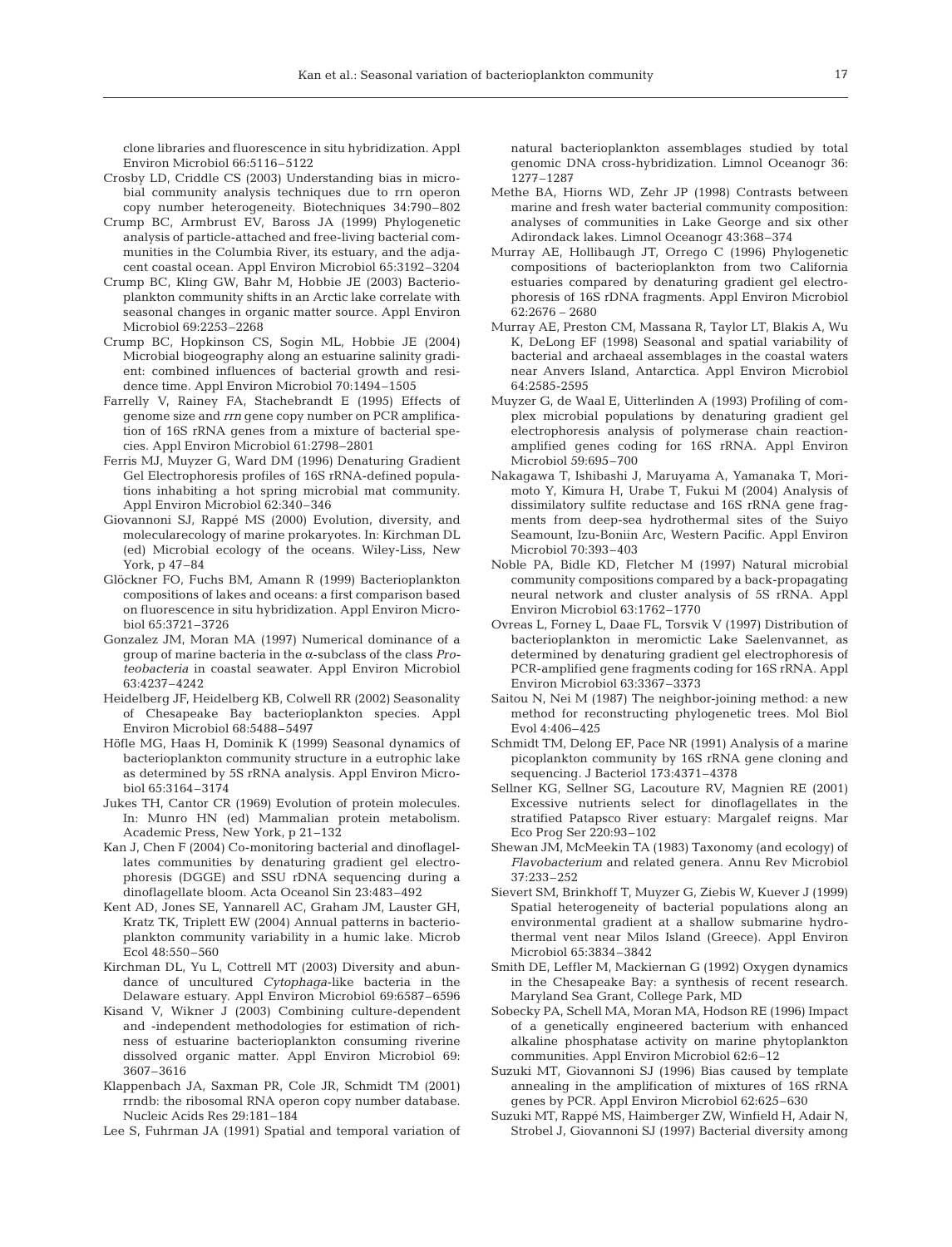clone libraries and fluorescence in situ hybridization. Appl Environ Microbiol 66:5116–5122

Crosby LD, Criddle CS (2003) Understanding bias in microbial community analysis techniques due to rrn operon copy number heterogeneity. Biotechniques 34:790–802

Crump BC, Armbrust EV, Baross JA (1999) Phylogenetic analysis of particle-attached and free-living bacterial communities in the Columbia River, its estuary, and the adjacent coastal ocean. Appl Environ Microbiol 65:3192–3204

Crump BC, Kling GW, Bahr M, Hobbie JE (2003) Bacterioplankton community shifts in an Arctic lake correlate with seasonal changes in organic matter source. Appl Environ Microbiol 69:2253–2268

Crump BC, Hopkinson CS, Sogin ML, Hobbie JE (2004) Microbial biogeography along an estuarine salinity gradient: combined influences of bacterial growth and residence time. Appl Environ Microbiol 70:1494–1505

Farrelly V, Rainey FA, Stachebrandt E (1995) Effects of genome size and *rrn* gene copy number on PCR amplification of 16S rRNA genes from a mixture of bacterial species. Appl Environ Microbiol 61:2798–2801

Ferris MJ, Muyzer G, Ward DM (1996) Denaturing Gradient Gel Electrophoresis profiles of 16S rRNA-defined populations inhabiting a hot spring microbial mat community. Appl Environ Microbiol 62:340–346

Giovannoni SJ, Rappé MS (2000) Evolution, diversity, and molecularecology of marine prokaryotes. In: Kirchman DL (ed) Microbial ecology of the oceans. Wiley-Liss, New York, p 47–84

Glöckner FO, Fuchs BM, Amann R (1999) Bacterioplankton compositions of lakes and oceans: a first comparison based on fluorescence in situ hybridization. Appl Environ Microbiol 65:3721–3726

Gonzalez JM, Moran MA (1997) Numerical dominance of a group of marine bacteria in the α-subclass of the class *Proteobacteria* in coastal seawater. Appl Environ Microbiol 63:4237–4242

Heidelberg JF, Heidelberg KB, Colwell RR (2002) Seasonality of Chesapeake Bay bacterioplankton species. Appl Environ Microbiol 68:5488–5497

Höfle MG, Haas H, Dominik K (1999) Seasonal dynamics of bacterioplankton community structure in a eutrophic lake as determined by 5S rRNA analysis. Appl Environ Microbiol 65:3164–3174

Jukes TH, Cantor CR (1969) Evolution of protein molecules. In: Munro HN (ed) Mammalian protein metabolism. Academic Press, New York, p 21–132

Kan J, Chen F (2004) Co-monitoring bacterial and dinoflagellates communities by denaturing gradient gel electrophoresis (DGGE) and SSU rDNA sequencing during a dinoflagellate bloom. Acta Oceanol Sin 23:483–492

Kent AD, Jones SE, Yannarell AC, Graham JM, Lauster GH, Kratz TK, Triplett EW (2004) Annual patterns in bacterioplankton community variability in a humic lake. Microb Ecol 48:550–560

Kirchman DL, Yu L, Cottrell MT (2003) Diversity and abundance of uncultured *Cytophaga*-like bacteria in the Delaware estuary. Appl Environ Microbiol 69:6587–6596

Kisand V, Wikner J (2003) Combining culture-dependent and -independent methodologies for estimation of richness of estuarine bacterioplankton consuming riverine dissolved organic matter. Appl Environ Microbiol 69: 3607–3616

Klappenbach JA, Saxman PR, Cole JR, Schmidt TM (2001) rrndb: the ribosomal RNA operon copy number database. Nucleic Acids Res 29:181–184

Lee S, Fuhrman JA (1991) Spatial and temporal variation of natural bacterioplankton assemblages studied by total genomic DNA cross-hybridization. Limnol Oceanogr 36: 1277–1287

Methe BA, Hiorns WD, Zehr JP (1998) Contrasts between marine and fresh water bacterial community composition: analyses of communities in Lake George and six other Adirondack lakes. Limnol Oceanogr 43:368–374

Murray AE, Hollibaugh JT, Orrego C (1996) Phylogenetic compositions of bacterioplankton from two California estuaries compared by denaturing gradient gel electrophoresis of 16S rDNA fragments. Appl Environ Microbiol 62:2676 – 2680

Murray AE, Preston CM, Massana R, Taylor LT, Blakis A, Wu K, DeLong EF (1998) Seasonal and spatial variability of bacterial and archaeal assemblages in the coastal waters near Anvers Island, Antarctica. Appl Environ Microbiol 64:2585-2595

Muyzer G, de Waal E, Uitterlinden A (1993) Profiling of complex microbial populations by denaturing gradient gel electrophoresis analysis of polymerase chain reaction-amplified genes coding for 16S rRNA. Appl Environ Microbiol 59:695–700

Nakagawa T, Ishibashi J, Maruyama A, Yamanaka T, Morimoto Y, Kimura H, Urabe T, Fukui M (2004) Analysis of dissimilatory sulfite reductase and 16S rRNA gene fragments from deep-sea hydrothermal sites of the Suiyo Seamount, Izu-Boniin Arc, Western Pacific. Appl Environ Microbiol 70:393–403

Noble PA, Bidle KD, Fletcher M (1997) Natural microbial community compositions compared by a back-propagating neural network and cluster analysis of 5S rRNA. Appl Environ Microbiol 63:1762–1770

Ovreas L, Forney L, Daae FL, Torsvik V (1997) Distribution of bacterioplankton in meromictic Lake Saelenvannet, as determined by denaturing gradient gel electrophoresis of PCR-amplified gene fragments coding for 16S rRNA. Appl Environ Microbiol 63:3367–3373

Saitou N, Nei M (1987) The neighbor-joining method: a new method for reconstructing phylogenetic trees. Mol Biol Evol 4:406–425

Schmidt TM, Delong EF, Pace NR (1991) Analysis of a marine picoplankton community by 16S rRNA gene cloning and sequencing. J Bacteriol 173:4371–4378

Sellner KG, Sellner SG, Lacouture RV, Magnien RE (2001) Excessive nutrients select for dinoflagellates in the stratified Patapsco River estuary: Margalef reigns. Mar Eco Prog Ser 220:93–102

Shewan JM, McMeekin TA (1983) Taxonomy (and ecology) of *Flavobacterium* and related genera. Annu Rev Microbiol 37:233–252

Sievert SM, Brinkhoff T, Muyzer G, Ziebis W, Kuever J (1999) Spatial heterogeneity of bacterial populations along an environmental gradient at a shallow submarine hydrothermal vent near Milos Island (Greece). Appl Environ Microbiol 65:3834–3842

Smith DE, Leffler M, Mackiernan G (1992) Oxygen dynamics in the Chesapeake Bay: a synthesis of recent research. Maryland Sea Grant, College Park, MD

Sobecky PA, Schell MA, Moran MA, Hodson RE (1996) Impact of a genetically engineered bacterium with enhanced alkaline phosphatase activity on marine phytoplankton communities. Appl Environ Microbiol 62:6–12

Suzuki MT, Giovannoni SJ (1996) Bias caused by template annealing in the amplification of mixtures of 16S rRNA genes by PCR. Appl Environ Microbiol 62:625–630

Suzuki MT, Rappé MS, Haimberger ZW, Winfield H, Adair N, Strobel J, Giovannoni SJ (1997) Bacterial diversity among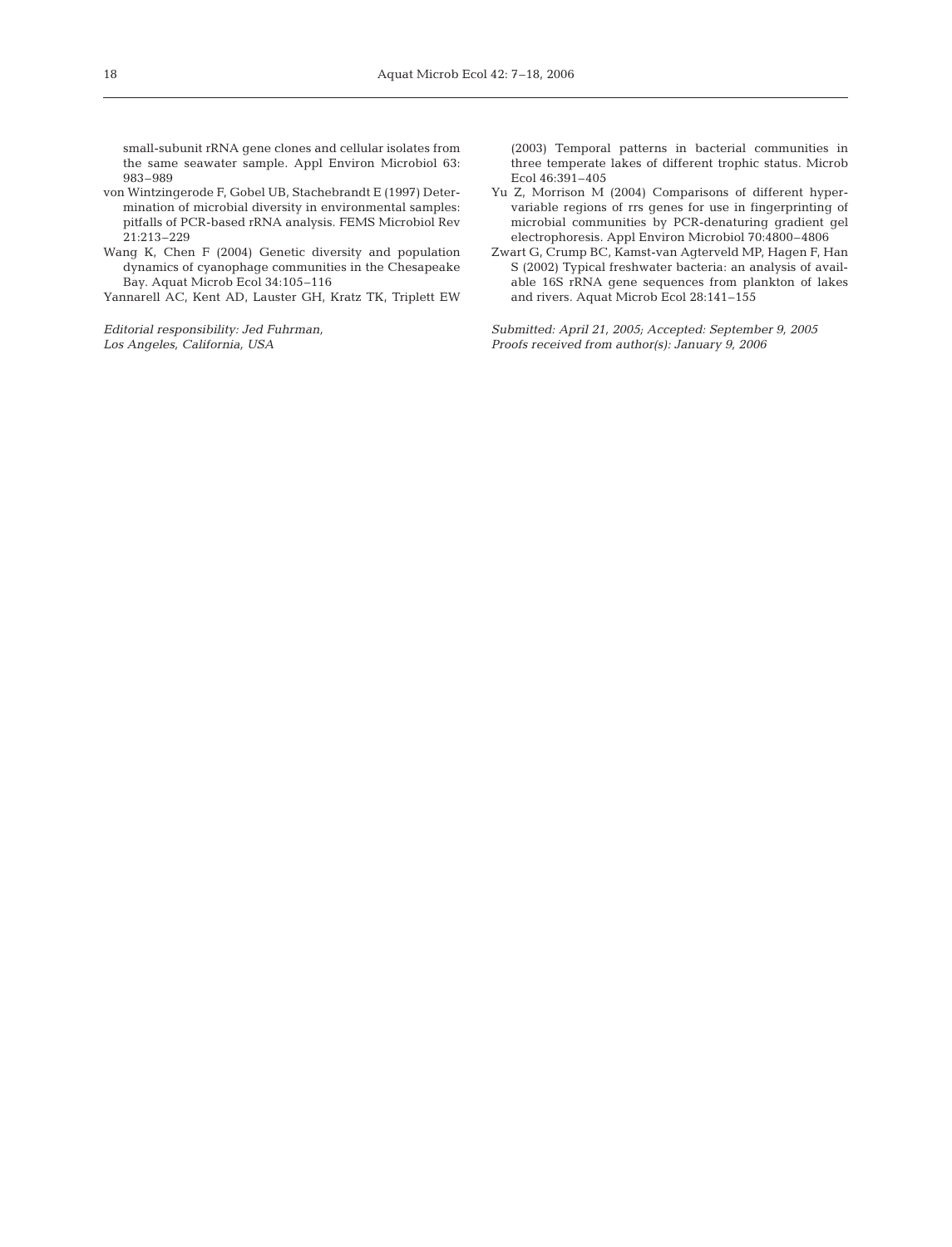small-subunit rRNA gene clones and cellular isolates from the same seawater sample. Appl Environ Microbiol 63: 983–989

von Wintzingerode F, Gobel UB, Stachebrandt E (1997) Determination of microbial diversity in environmental samples: pitfalls of PCR-based rRNA analysis. FEMS Microbiol Rev 21:213–229

Wang K, Chen F (2004) Genetic diversity and population dynamics of cyanophage communities in the Chesapeake Bay. Aquat Microb Ecol 34:105–116

Yannarell AC, Kent AD, Lauster GH, Kratz TK, Triplett EW (2003) Temporal patterns in bacterial communities in three temperate lakes of different trophic status. Microb Ecol 46:391–405

Yu Z, Morrison M (2004) Comparisons of different hypervariable regions of rrs genes for use in fingerprinting of microbial communities by PCR-denaturing gradient gel electrophoresis. Appl Environ Microbiol 70:4800–4806

Zwart G, Crump BC, Kamst-van Agterveld MP, Hagen F, Han S (2002) Typical freshwater bacteria: an analysis of available 16S rRNA gene sequences from plankton of lakes and rivers. Aquat Microb Ecol 28:141–155

*Editorial responsibility: Jed Fuhrman, Los Angeles, California, USA*

*Submitted: April 21, 2005; Accepted: September 9, 2005*
*Proofs received from author(s): January 9, 2006*